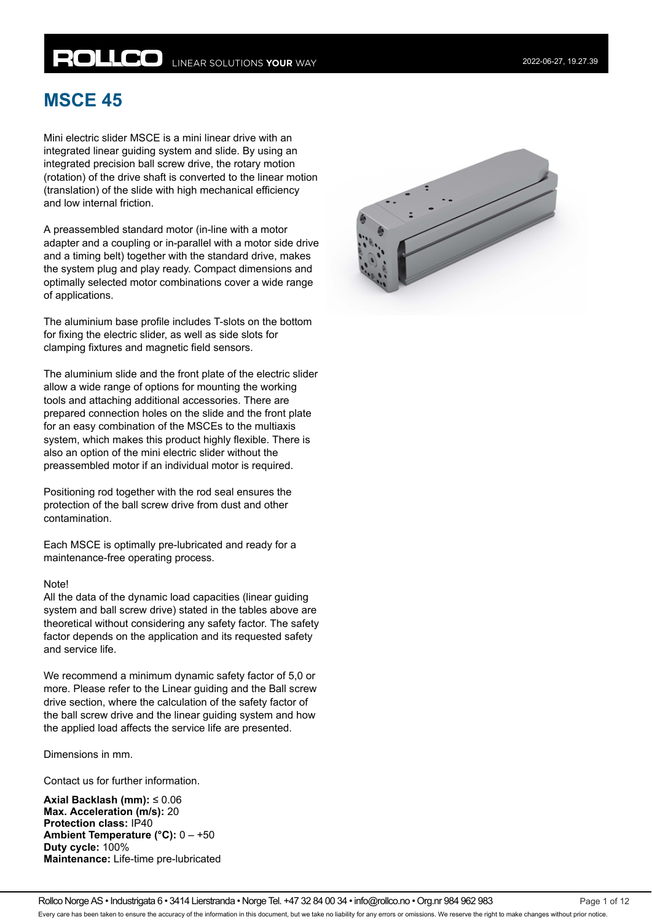# MSCE 45

Mini electric slider MSCE is a mini linear drive with an integrated linear guiding system and slide. By using an integrated precision ball screw drive, the rotary motion (rotation) of the drive shaft is converted to the linear motion (translation) of the slide with high mechanical efficiency and low internal friction.

A preassembled standard motor (in-line with a motor adapter and a coupling or in-parallel with a motor side drive and a timing belt) together with the standard drive, makes the system plug and play ready. Compact dimensions and optimally selected motor combinations cover a wide range of applications.

The aluminium base profile includes T-slots on the bottom for fixing the electric slider, as well as side slots for clamping fixtures and magnetic field sensors.

The aluminium slide and the front plate of the electric slider allow a wide range of options for mounting the working tools and attaching additional accessories. There are prepared connection holes on the slide and the front plate for an easy combination of the MSCEs to the multiaxis system, which makes this product highly flexible. There is also an option of the mini electric slider without the preassembled motor if an individual motor is required.

Positioning rod together with the rod seal ensures the protection of the ball screw drive from dust and other contamination.

Each MSCE is optimally pre-lubricated and ready for a maintenance-free operating process.

Note!
All the data of the dynamic load capacities (linear guiding system and ball screw drive) stated in the tables above are theoretical without considering any safety factor. The safety factor depends on the application and its requested safety and service life.

We recommend a minimum dynamic safety factor of 5,0 or more. Please refer to the Linear guiding and the Ball screw drive section, where the calculation of the safety factor of the ball screw drive and the linear guiding system and how the applied load affects the service life are presented.

Dimensions in mm.

Contact us for further information.

**Axial Backlash (mm):** ≤ 0.06
**Max. Acceleration (m/s):** 20
**Protection class:** IP40
**Ambient Temperature (°C):** 0 – +50
**Duty cycle:** 100%
**Maintenance:** Life-time pre-lubricated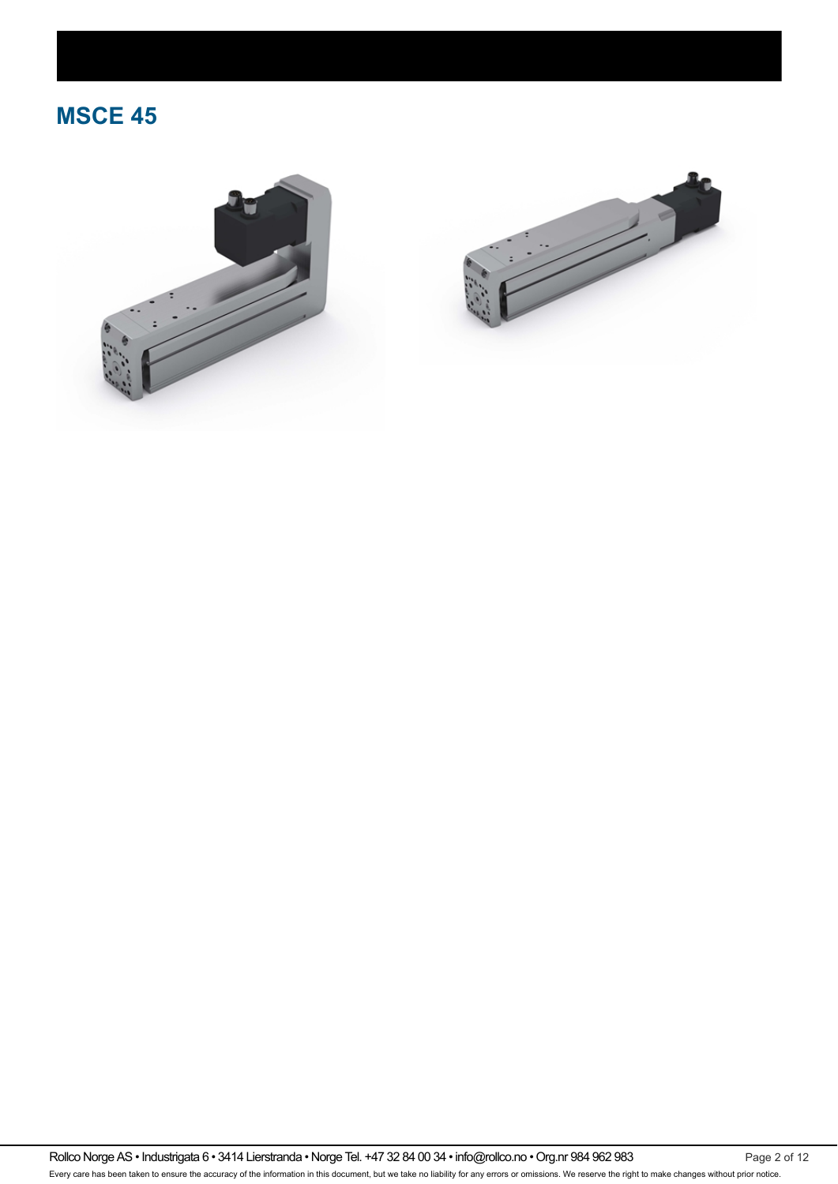# MSCE 45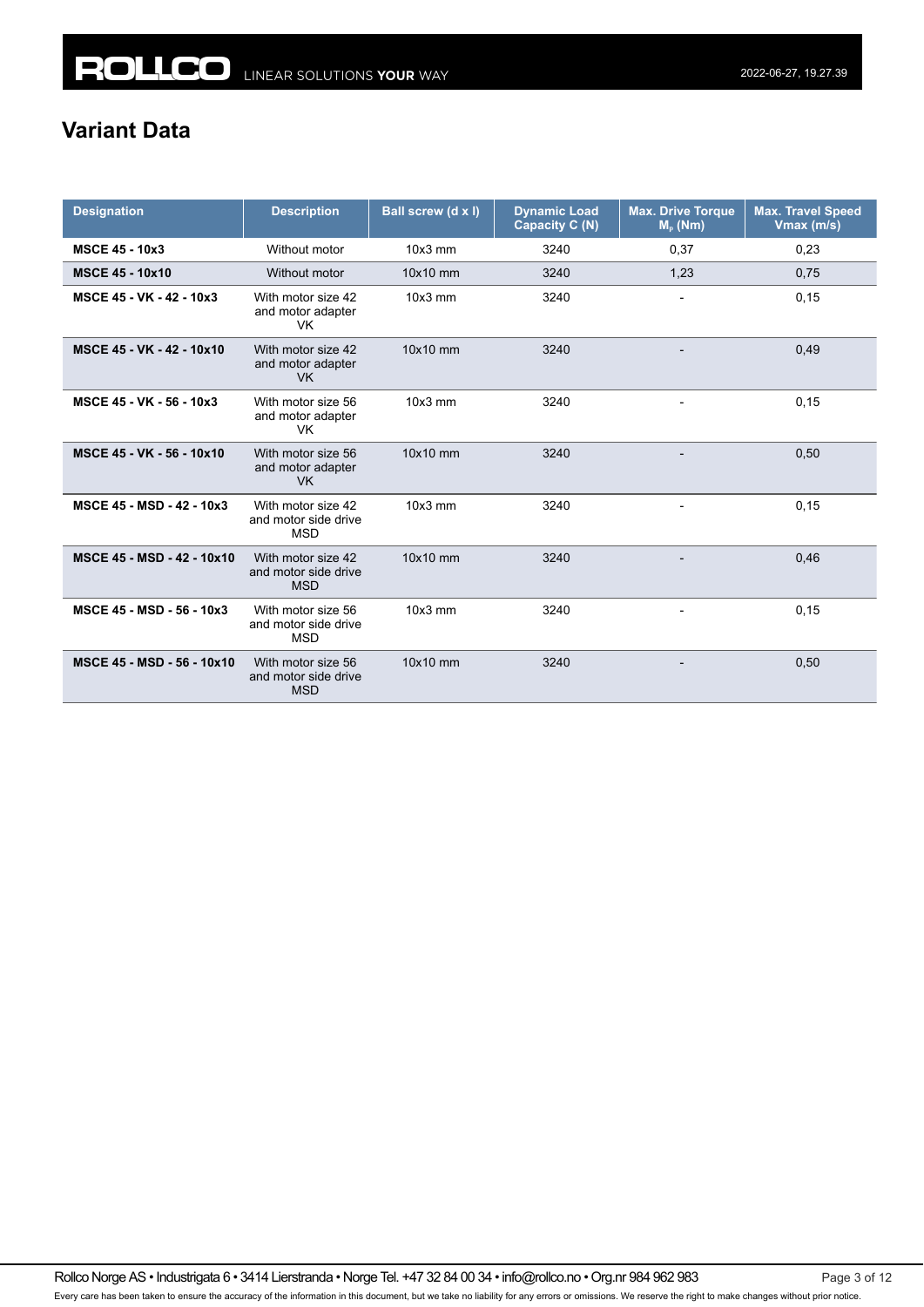## Variant Data

| Designation | Description | Ball screw (d x l) | Dynamic Load Capacity C (N) | Max. Drive Torque $M_p$ (Nm) | Max. Travel Speed Vmax (m/s) |
|---|---|---|---|---|---|
| **MSCE 45 - 10x3** | Without motor | 10x3 mm | 3240 | 0,37 | 0,23 |
| **MSCE 45 - 10x10** | Without motor | 10x10 mm | 3240 | 1,23 | 0,75 |
| **MSCE 45 - VK - 42 - 10x3** | With motor size 42 and motor adapter VK | 10x3 mm | 3240 | - | 0,15 |
| **MSCE 45 - VK - 42 - 10x10** | With motor size 42 and motor adapter VK | 10x10 mm | 3240 | - | 0,49 |
| **MSCE 45 - VK - 56 - 10x3** | With motor size 56 and motor adapter VK | 10x3 mm | 3240 | - | 0,15 |
| **MSCE 45 - VK - 56 - 10x10** | With motor size 56 and motor adapter VK | 10x10 mm | 3240 | - | 0,50 |
| **MSCE 45 - MSD - 42 - 10x3** | With motor size 42 and motor side drive MSD | 10x3 mm | 3240 | - | 0,15 |
| **MSCE 45 - MSD - 42 - 10x10** | With motor size 42 and motor side drive MSD | 10x10 mm | 3240 | - | 0,46 |
| **MSCE 45 - MSD - 56 - 10x3** | With motor size 56 and motor side drive MSD | 10x3 mm | 3240 | - | 0,15 |
| **MSCE 45 - MSD - 56 - 10x10** | With motor size 56 and motor side drive MSD | 10x10 mm | 3240 | - | 0,50 |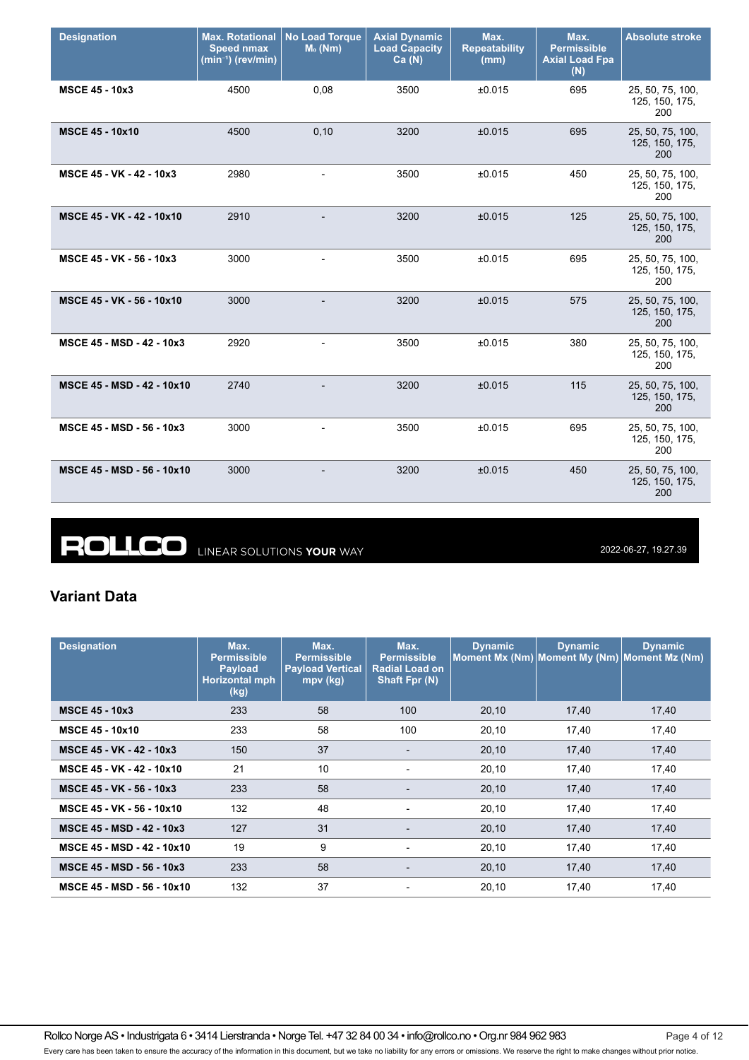| Designation | Max. Rotational Speed nmax (min⁻¹) (rev/min) | No Load Torque $M_0$ (Nm) | Axial Dynamic Load Capacity Ca (N) | Max. Repeatability (mm) | Max. Permissible Axial Load Fpa (N) | Absolute stroke |
|---|---|---|---|---|---|---|
| **MSCE 45 - 10x3** | 4500 | 0,08 | 3500 | ±0.015 | 695 | 25, 50, 75, 100, 125, 150, 175, 200 |
| **MSCE 45 - 10x10** | 4500 | 0,10 | 3200 | ±0.015 | 695 | 25, 50, 75, 100, 125, 150, 175, 200 |
| **MSCE 45 - VK - 42 - 10x3** | 2980 | - | 3500 | ±0.015 | 450 | 25, 50, 75, 100, 125, 150, 175, 200 |
| **MSCE 45 - VK - 42 - 10x10** | 2910 | - | 3200 | ±0.015 | 125 | 25, 50, 75, 100, 125, 150, 175, 200 |
| **MSCE 45 - VK - 56 - 10x3** | 3000 | - | 3500 | ±0.015 | 695 | 25, 50, 75, 100, 125, 150, 175, 200 |
| **MSCE 45 - VK - 56 - 10x10** | 3000 | - | 3200 | ±0.015 | 575 | 25, 50, 75, 100, 125, 150, 175, 200 |
| **MSCE 45 - MSD - 42 - 10x3** | 2920 | - | 3500 | ±0.015 | 380 | 25, 50, 75, 100, 125, 150, 175, 200 |
| **MSCE 45 - MSD - 42 - 10x10** | 2740 | - | 3200 | ±0.015 | 115 | 25, 50, 75, 100, 125, 150, 175, 200 |
| **MSCE 45 - MSD - 56 - 10x3** | 3000 | - | 3500 | ±0.015 | 695 | 25, 50, 75, 100, 125, 150, 175, 200 |
| **MSCE 45 - MSD - 56 - 10x10** | 3000 | - | 3200 | ±0.015 | 450 | 25, 50, 75, 100, 125, 150, 175, 200 |

**ROLLCO** LINEAR SOLUTIONS **YOUR** WAY

2022-06-27, 19.27.39

## Variant Data

| Designation | Max. Permissible Payload Horizontal mph (kg) | Max. Permissible Payload Vertical mpv (kg) | Max. Permissible Radial Load on Shaft Fpr (N) | Dynamic Moment Mx (Nm) | Dynamic Moment My (Nm) | Dynamic Moment Mz (Nm) |
|---|---|---|---|---|---|---|
| **MSCE 45 - 10x3** | 233 | 58 | 100 | 20,10 | 17,40 | 17,40 |
| **MSCE 45 - 10x10** | 233 | 58 | 100 | 20,10 | 17,40 | 17,40 |
| **MSCE 45 - VK - 42 - 10x3** | 150 | 37 | - | 20,10 | 17,40 | 17,40 |
| **MSCE 45 - VK - 42 - 10x10** | 21 | 10 | - | 20,10 | 17,40 | 17,40 |
| **MSCE 45 - VK - 56 - 10x3** | 233 | 58 | - | 20,10 | 17,40 | 17,40 |
| **MSCE 45 - VK - 56 - 10x10** | 132 | 48 | - | 20,10 | 17,40 | 17,40 |
| **MSCE 45 - MSD - 42 - 10x3** | 127 | 31 | - | 20,10 | 17,40 | 17,40 |
| **MSCE 45 - MSD - 42 - 10x10** | 19 | 9 | - | 20,10 | 17,40 | 17,40 |
| **MSCE 45 - MSD - 56 - 10x3** | 233 | 58 | - | 20,10 | 17,40 | 17,40 |
| **MSCE 45 - MSD - 56 - 10x10** | 132 | 37 | - | 20,10 | 17,40 | 17,40 |

Rollco Norge AS • Industrigata 6 • 3414 Lierstranda • Norge Tel. +47 32 84 00 34 • info@rollco.no • Org.nr 984 962 983

Every care has been taken to ensure the accuracy of the information in this document, but we take no liability for any errors or omissions. We reserve the right to make changes without prior notice.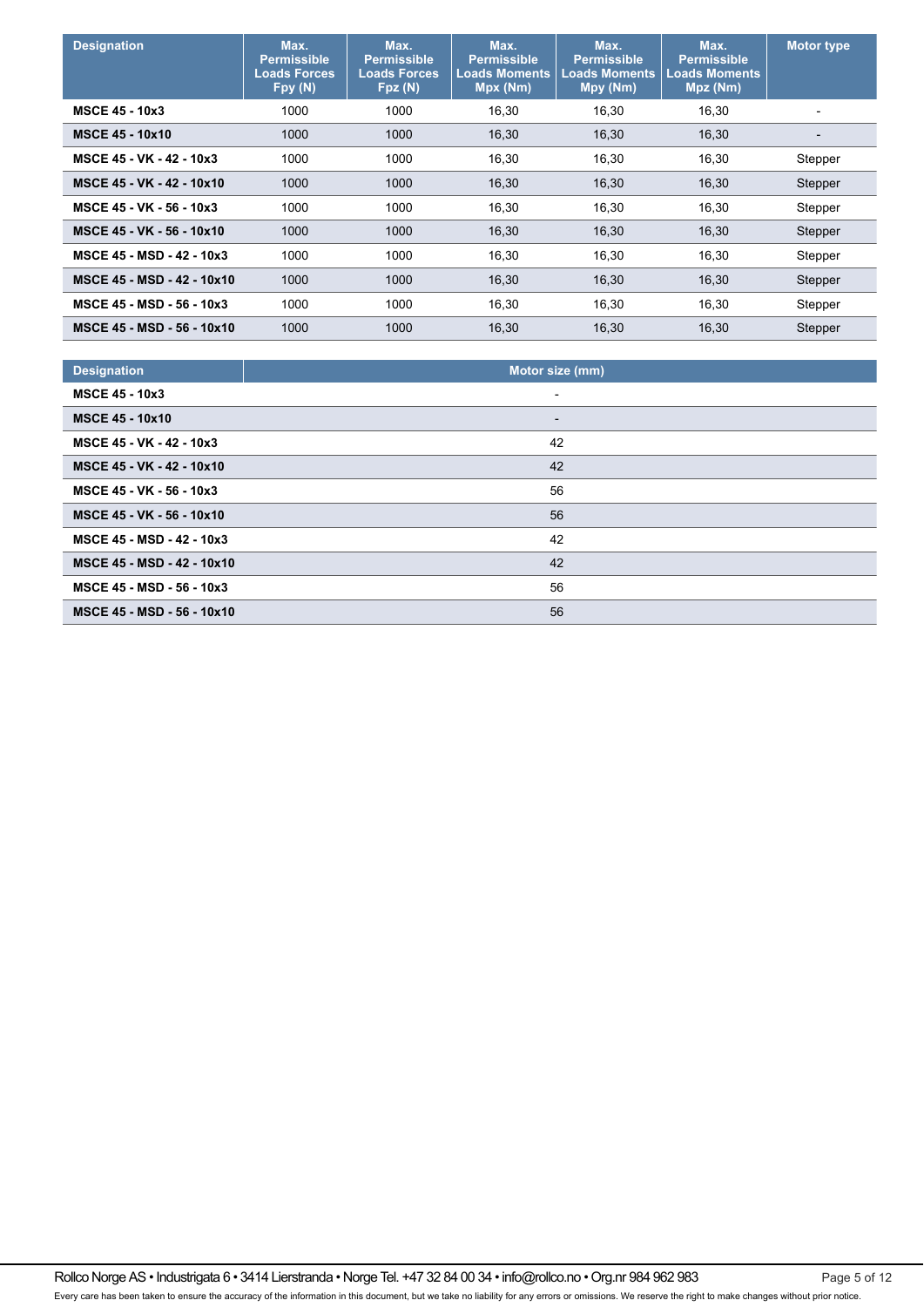| Designation | Max. Permissible Loads Forces Fpy (N) | Max. Permissible Loads Forces Fpz (N) | Max. Permissible Loads Moments Mpx (Nm) | Max. Permissible Loads Moments Mpy (Nm) | Max. Permissible Loads Moments Mpz (Nm) | Motor type |
|---|---|---|---|---|---|---|
| **MSCE 45 - 10x3** | 1000 | 1000 | 16,30 | 16,30 | 16,30 | - |
| **MSCE 45 - 10x10** | 1000 | 1000 | 16,30 | 16,30 | 16,30 | - |
| **MSCE 45 - VK - 42 - 10x3** | 1000 | 1000 | 16,30 | 16,30 | 16,30 | Stepper |
| **MSCE 45 - VK - 42 - 10x10** | 1000 | 1000 | 16,30 | 16,30 | 16,30 | Stepper |
| **MSCE 45 - VK - 56 - 10x3** | 1000 | 1000 | 16,30 | 16,30 | 16,30 | Stepper |
| **MSCE 45 - VK - 56 - 10x10** | 1000 | 1000 | 16,30 | 16,30 | 16,30 | Stepper |
| **MSCE 45 - MSD - 42 - 10x3** | 1000 | 1000 | 16,30 | 16,30 | 16,30 | Stepper |
| **MSCE 45 - MSD - 42 - 10x10** | 1000 | 1000 | 16,30 | 16,30 | 16,30 | Stepper |
| **MSCE 45 - MSD - 56 - 10x3** | 1000 | 1000 | 16,30 | 16,30 | 16,30 | Stepper |
| **MSCE 45 - MSD - 56 - 10x10** | 1000 | 1000 | 16,30 | 16,30 | 16,30 | Stepper |

| Designation | Motor size (mm) |
|---|---|
| **MSCE 45 - 10x3** | - |
| **MSCE 45 - 10x10** | - |
| **MSCE 45 - VK - 42 - 10x3** | 42 |
| **MSCE 45 - VK - 42 - 10x10** | 42 |
| **MSCE 45 - VK - 56 - 10x3** | 56 |
| **MSCE 45 - VK - 56 - 10x10** | 56 |
| **MSCE 45 - MSD - 42 - 10x3** | 42 |
| **MSCE 45 - MSD - 42 - 10x10** | 42 |
| **MSCE 45 - MSD - 56 - 10x3** | 56 |
| **MSCE 45 - MSD - 56 - 10x10** | 56 |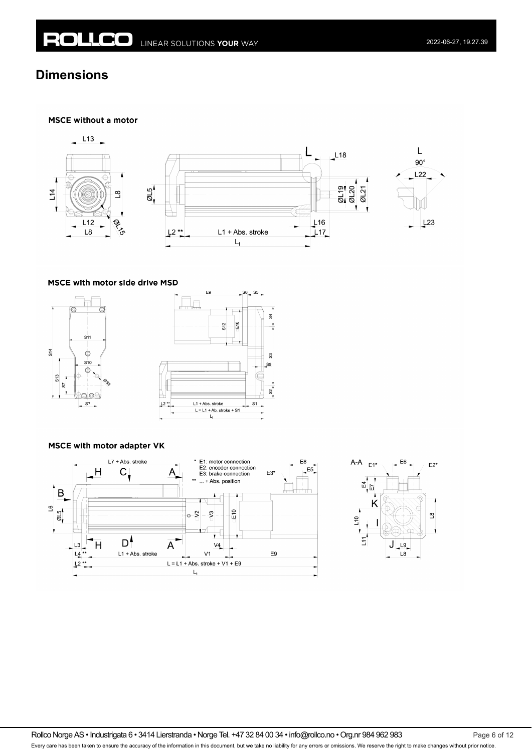## Dimensions

**MSCE without a motor**

**MSCE with motor side drive MSD**

**MSCE with motor adapter VK**

\* E1: motor connection
E2: encoder connection
E3: brake connection

\*\* ... + Abs. position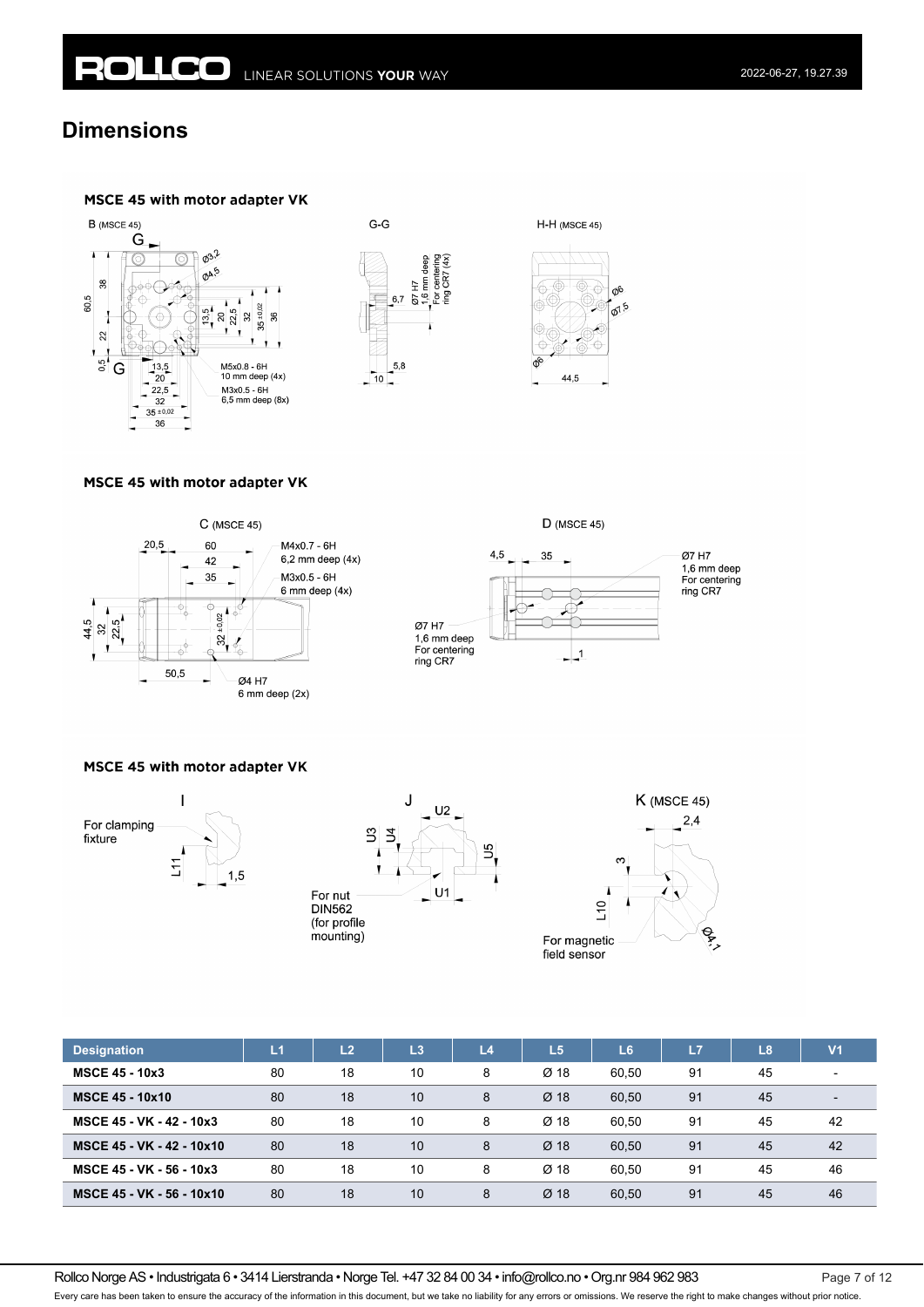## Dimensions

### MSCE 45 with motor adapter VK

B (MSCE 45)

G-G

H-H (MSCE 45)

M5x0.8 - 6H
10 mm deep (4x)

M3x0.5 - 6H
6,5 mm deep (8x)

Ø7 H7
1,6 mm deep
For centering
ring CR7 (4x)

### MSCE 45 with motor adapter VK

C (MSCE 45)

M4x0.7 - 6H
6,2 mm deep (4x)

M3x0.5 - 6H
6 mm deep (4x)

Ø4 H7
6 mm deep (2x)

D (MSCE 45)

Ø7 H7
1,6 mm deep
For centering
ring CR7

Ø7 H7
1,6 mm deep
For centering
ring CR7

### MSCE 45 with motor adapter VK

I

For clamping fixture

J

For nut DIN562 (for profile mounting)

K (MSCE 45)

For magnetic field sensor

| Designation | L1 | L2 | L3 | L4 | L5 | L6 | L7 | L8 | V1 |
|---|---|---|---|---|---|---|---|---|---|
| **MSCE 45 - 10x3** | 80 | 18 | 10 | 8 | Ø 18 | 60,50 | 91 | 45 | - |
| **MSCE 45 - 10x10** | 80 | 18 | 10 | 8 | Ø 18 | 60,50 | 91 | 45 | - |
| **MSCE 45 - VK - 42 - 10x3** | 80 | 18 | 10 | 8 | Ø 18 | 60,50 | 91 | 45 | 42 |
| **MSCE 45 - VK - 42 - 10x10** | 80 | 18 | 10 | 8 | Ø 18 | 60,50 | 91 | 45 | 42 |
| **MSCE 45 - VK - 56 - 10x3** | 80 | 18 | 10 | 8 | Ø 18 | 60,50 | 91 | 45 | 46 |
| **MSCE 45 - VK - 56 - 10x10** | 80 | 18 | 10 | 8 | Ø 18 | 60,50 | 91 | 45 | 46 |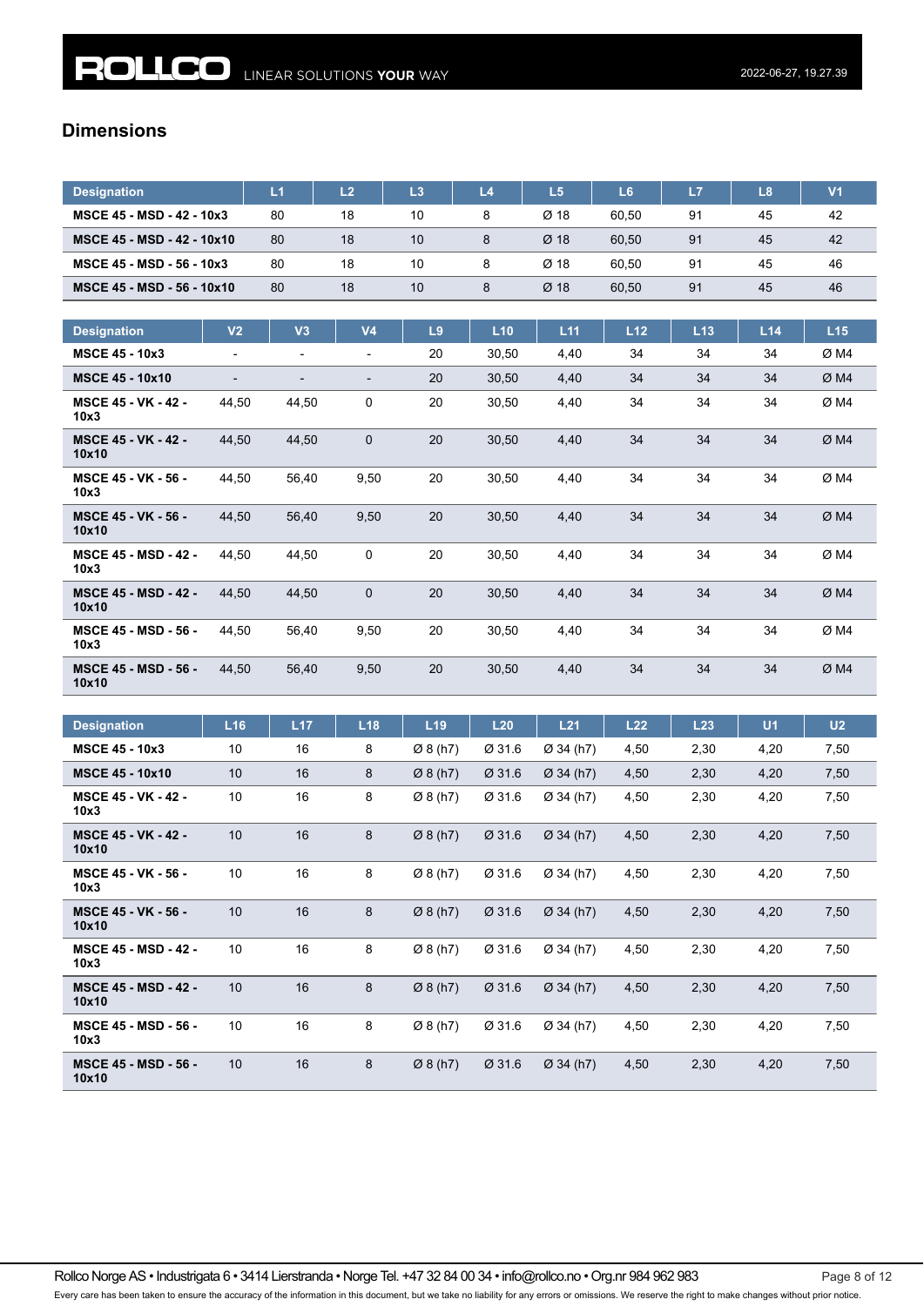## Dimensions

| Designation | L1 | L2 | L3 | L4 | L5 | L6 | L7 | L8 | V1 |
|---|---|---|---|---|---|---|---|---|---|
| **MSCE 45 - MSD - 42 - 10x3** | 80 | 18 | 10 | 8 | Ø 18 | 60,50 | 91 | 45 | 42 |
| **MSCE 45 - MSD - 42 - 10x10** | 80 | 18 | 10 | 8 | Ø 18 | 60,50 | 91 | 45 | 42 |
| **MSCE 45 - MSD - 56 - 10x3** | 80 | 18 | 10 | 8 | Ø 18 | 60,50 | 91 | 45 | 46 |
| **MSCE 45 - MSD - 56 - 10x10** | 80 | 18 | 10 | 8 | Ø 18 | 60,50 | 91 | 45 | 46 |

| Designation | V2 | V3 | V4 | L9 | L10 | L11 | L12 | L13 | L14 | L15 |
|---|---|---|---|---|---|---|---|---|---|---|
| **MSCE 45 - 10x3** | - | - | - | 20 | 30,50 | 4,40 | 34 | 34 | 34 | Ø M4 |
| **MSCE 45 - 10x10** | - | - | - | 20 | 30,50 | 4,40 | 34 | 34 | 34 | Ø M4 |
| **MSCE 45 - VK - 42 - 10x3** | 44,50 | 44,50 | 0 | 20 | 30,50 | 4,40 | 34 | 34 | 34 | Ø M4 |
| **MSCE 45 - VK - 42 - 10x10** | 44,50 | 44,50 | 0 | 20 | 30,50 | 4,40 | 34 | 34 | 34 | Ø M4 |
| **MSCE 45 - VK - 56 - 10x3** | 44,50 | 56,40 | 9,50 | 20 | 30,50 | 4,40 | 34 | 34 | 34 | Ø M4 |
| **MSCE 45 - VK - 56 - 10x10** | 44,50 | 56,40 | 9,50 | 20 | 30,50 | 4,40 | 34 | 34 | 34 | Ø M4 |
| **MSCE 45 - MSD - 42 - 10x3** | 44,50 | 44,50 | 0 | 20 | 30,50 | 4,40 | 34 | 34 | 34 | Ø M4 |
| **MSCE 45 - MSD - 42 - 10x10** | 44,50 | 44,50 | 0 | 20 | 30,50 | 4,40 | 34 | 34 | 34 | Ø M4 |
| **MSCE 45 - MSD - 56 - 10x3** | 44,50 | 56,40 | 9,50 | 20 | 30,50 | 4,40 | 34 | 34 | 34 | Ø M4 |
| **MSCE 45 - MSD - 56 - 10x10** | 44,50 | 56,40 | 9,50 | 20 | 30,50 | 4,40 | 34 | 34 | 34 | Ø M4 |

| Designation | L16 | L17 | L18 | L19 | L20 | L21 | L22 | L23 | U1 | U2 |
|---|---|---|---|---|---|---|---|---|---|---|
| **MSCE 45 - 10x3** | 10 | 16 | 8 | Ø 8 (h7) | Ø 31.6 | Ø 34 (h7) | 4,50 | 2,30 | 4,20 | 7,50 |
| **MSCE 45 - 10x10** | 10 | 16 | 8 | Ø 8 (h7) | Ø 31.6 | Ø 34 (h7) | 4,50 | 2,30 | 4,20 | 7,50 |
| **MSCE 45 - VK - 42 - 10x3** | 10 | 16 | 8 | Ø 8 (h7) | Ø 31.6 | Ø 34 (h7) | 4,50 | 2,30 | 4,20 | 7,50 |
| **MSCE 45 - VK - 42 - 10x10** | 10 | 16 | 8 | Ø 8 (h7) | Ø 31.6 | Ø 34 (h7) | 4,50 | 2,30 | 4,20 | 7,50 |
| **MSCE 45 - VK - 56 - 10x3** | 10 | 16 | 8 | Ø 8 (h7) | Ø 31.6 | Ø 34 (h7) | 4,50 | 2,30 | 4,20 | 7,50 |
| **MSCE 45 - VK - 56 - 10x10** | 10 | 16 | 8 | Ø 8 (h7) | Ø 31.6 | Ø 34 (h7) | 4,50 | 2,30 | 4,20 | 7,50 |
| **MSCE 45 - MSD - 42 - 10x3** | 10 | 16 | 8 | Ø 8 (h7) | Ø 31.6 | Ø 34 (h7) | 4,50 | 2,30 | 4,20 | 7,50 |
| **MSCE 45 - MSD - 42 - 10x10** | 10 | 16 | 8 | Ø 8 (h7) | Ø 31.6 | Ø 34 (h7) | 4,50 | 2,30 | 4,20 | 7,50 |
| **MSCE 45 - MSD - 56 - 10x3** | 10 | 16 | 8 | Ø 8 (h7) | Ø 31.6 | Ø 34 (h7) | 4,50 | 2,30 | 4,20 | 7,50 |
| **MSCE 45 - MSD - 56 - 10x10** | 10 | 16 | 8 | Ø 8 (h7) | Ø 31.6 | Ø 34 (h7) | 4,50 | 2,30 | 4,20 | 7,50 |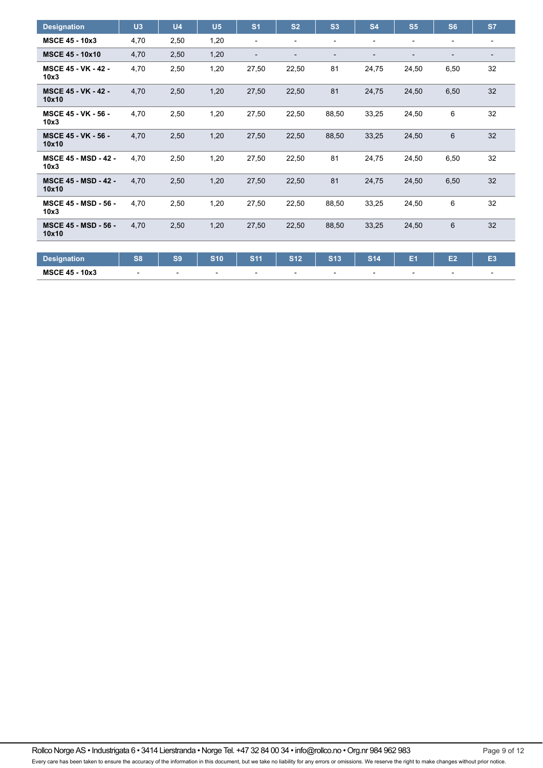| Designation | U3 | U4 | U5 | S1 | S2 | S3 | S4 | S5 | S6 | S7 |
|---|---|---|---|---|---|---|---|---|---|---|
| MSCE 45 - 10x3 | 4,70 | 2,50 | 1,20 | - | - | - | - | - | - | - |
| MSCE 45 - 10x10 | 4,70 | 2,50 | 1,20 | - | - | - | - | - | - | - |
| MSCE 45 - VK - 42 - 10x3 | 4,70 | 2,50 | 1,20 | 27,50 | 22,50 | 81 | 24,75 | 24,50 | 6,50 | 32 |
| MSCE 45 - VK - 42 - 10x10 | 4,70 | 2,50 | 1,20 | 27,50 | 22,50 | 81 | 24,75 | 24,50 | 6,50 | 32 |
| MSCE 45 - VK - 56 - 10x3 | 4,70 | 2,50 | 1,20 | 27,50 | 22,50 | 88,50 | 33,25 | 24,50 | 6 | 32 |
| MSCE 45 - VK - 56 - 10x10 | 4,70 | 2,50 | 1,20 | 27,50 | 22,50 | 88,50 | 33,25 | 24,50 | 6 | 32 |
| MSCE 45 - MSD - 42 - 10x3 | 4,70 | 2,50 | 1,20 | 27,50 | 22,50 | 81 | 24,75 | 24,50 | 6,50 | 32 |
| MSCE 45 - MSD - 42 - 10x10 | 4,70 | 2,50 | 1,20 | 27,50 | 22,50 | 81 | 24,75 | 24,50 | 6,50 | 32 |
| MSCE 45 - MSD - 56 - 10x3 | 4,70 | 2,50 | 1,20 | 27,50 | 22,50 | 88,50 | 33,25 | 24,50 | 6 | 32 |
| MSCE 45 - MSD - 56 - 10x10 | 4,70 | 2,50 | 1,20 | 27,50 | 22,50 | 88,50 | 33,25 | 24,50 | 6 | 32 |

| Designation | S8 | S9 | S10 | S11 | S12 | S13 | S14 | E1 | E2 | E3 |
|---|---|---|---|---|---|---|---|---|---|---|
| MSCE 45 - 10x3 | - | - | - | - | - | - | - | - | - | - |

Rollco Norge AS • Industrigata 6 • 3414 Lierstranda • Norge Tel. +47 32 84 00 34 • info@rollco.no • Org.nr 984 962 983

Every care has been taken to ensure the accuracy of the information in this document, but we take no liability for any errors or omissions. We reserve the right to make changes without prior notice.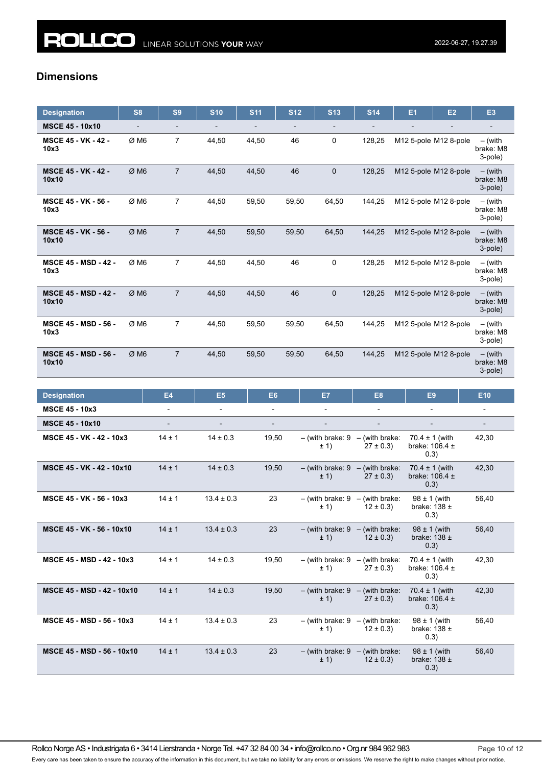## Dimensions

| Designation | S8 | S9 | S10 | S11 | S12 | S13 | S14 | E1 | E2 | E3 |
|---|---|---|---|---|---|---|---|---|---|---|
| **MSCE 45 - 10x10** | - | - | - | - | - | - | - | - | - | - |
| **MSCE 45 - VK - 42 - 10x3** | Ø M6 | 7 | 44,50 | 44,50 | 46 | 0 | 128,25 | M12 5-pole | M12 8-pole | – (with brake: M8 3-pole) |
| **MSCE 45 - VK - 42 - 10x10** | Ø M6 | 7 | 44,50 | 44,50 | 46 | 0 | 128,25 | M12 5-pole | M12 8-pole | – (with brake: M8 3-pole) |
| **MSCE 45 - VK - 56 - 10x3** | Ø M6 | 7 | 44,50 | 59,50 | 59,50 | 64,50 | 144,25 | M12 5-pole | M12 8-pole | – (with brake: M8 3-pole) |
| **MSCE 45 - VK - 56 - 10x10** | Ø M6 | 7 | 44,50 | 59,50 | 59,50 | 64,50 | 144,25 | M12 5-pole | M12 8-pole | – (with brake: M8 3-pole) |
| **MSCE 45 - MSD - 42 - 10x3** | Ø M6 | 7 | 44,50 | 44,50 | 46 | 0 | 128,25 | M12 5-pole | M12 8-pole | – (with brake: M8 3-pole) |
| **MSCE 45 - MSD - 42 - 10x10** | Ø M6 | 7 | 44,50 | 44,50 | 46 | 0 | 128,25 | M12 5-pole | M12 8-pole | – (with brake: M8 3-pole) |
| **MSCE 45 - MSD - 56 - 10x3** | Ø M6 | 7 | 44,50 | 59,50 | 59,50 | 64,50 | 144,25 | M12 5-pole | M12 8-pole | – (with brake: M8 3-pole) |
| **MSCE 45 - MSD - 56 - 10x10** | Ø M6 | 7 | 44,50 | 59,50 | 59,50 | 64,50 | 144,25 | M12 5-pole | M12 8-pole | – (with brake: M8 3-pole) |

| Designation | E4 | E5 | E6 | E7 | E8 | E9 | E10 |
|---|---|---|---|---|---|---|---|
| **MSCE 45 - 10x3** | - | - | - | - | - | - | - |
| **MSCE 45 - 10x10** | - | - | - | - | - | - | - |
| **MSCE 45 - VK - 42 - 10x3** | 14 ± 1 | 14 ± 0.3 | 19,50 | – (with brake: 9 ± 1) | – (with brake: 27 ± 0.3) | 70.4 ± 1 (with brake: 106.4 ± 0.3) | 42,30 |
| **MSCE 45 - VK - 42 - 10x10** | 14 ± 1 | 14 ± 0.3 | 19,50 | – (with brake: 9 ± 1) | – (with brake: 27 ± 0.3) | 70.4 ± 1 (with brake: 106.4 ± 0.3) | 42,30 |
| **MSCE 45 - VK - 56 - 10x3** | 14 ± 1 | 13.4 ± 0.3 | 23 | – (with brake: 9 ± 1) | – (with brake: 12 ± 0.3) | 98 ± 1 (with brake: 138 ± 0.3) | 56,40 |
| **MSCE 45 - VK - 56 - 10x10** | 14 ± 1 | 13.4 ± 0.3 | 23 | – (with brake: 9 ± 1) | – (with brake: 12 ± 0.3) | 98 ± 1 (with brake: 138 ± 0.3) | 56,40 |
| **MSCE 45 - MSD - 42 - 10x3** | 14 ± 1 | 14 ± 0.3 | 19,50 | – (with brake: 9 ± 1) | – (with brake: 27 ± 0.3) | 70.4 ± 1 (with brake: 106.4 ± 0.3) | 42,30 |
| **MSCE 45 - MSD - 42 - 10x10** | 14 ± 1 | 14 ± 0.3 | 19,50 | – (with brake: 9 ± 1) | – (with brake: 27 ± 0.3) | 70.4 ± 1 (with brake: 106.4 ± 0.3) | 42,30 |
| **MSCE 45 - MSD - 56 - 10x3** | 14 ± 1 | 13.4 ± 0.3 | 23 | – (with brake: 9 ± 1) | – (with brake: 12 ± 0.3) | 98 ± 1 (with brake: 138 ± 0.3) | 56,40 |
| **MSCE 45 - MSD - 56 - 10x10** | 14 ± 1 | 13.4 ± 0.3 | 23 | – (with brake: 9 ± 1) | – (with brake: 12 ± 0.3) | 98 ± 1 (with brake: 138 ± 0.3) | 56,40 |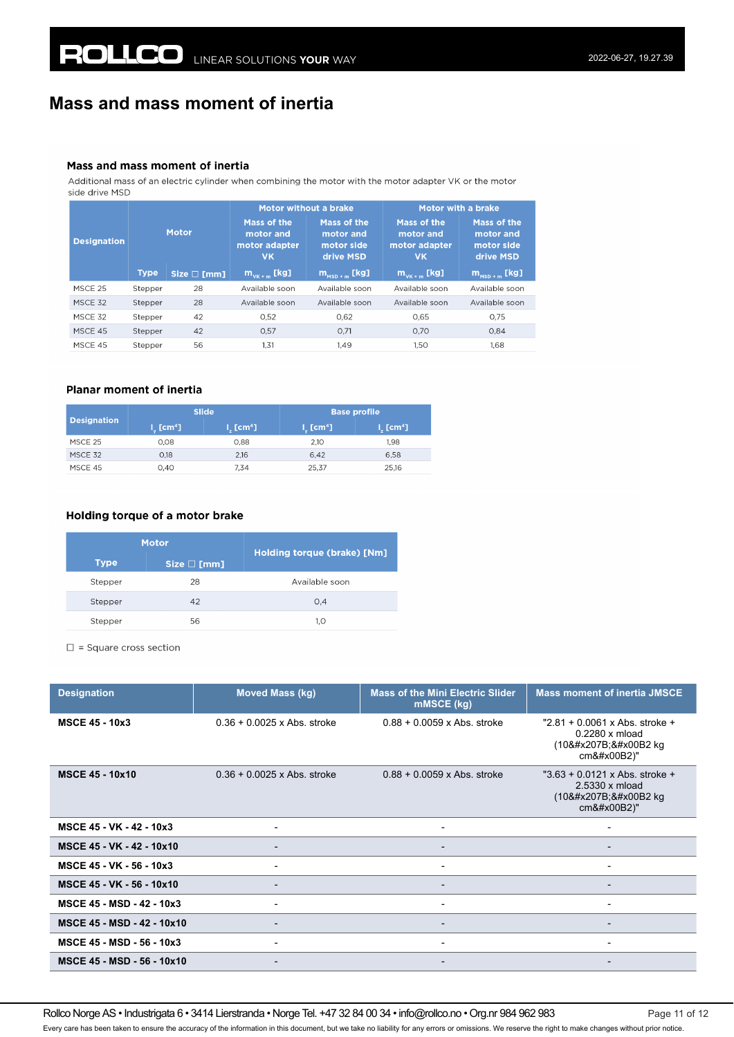# Mass and mass moment of inertia

### Mass and mass moment of inertia

Additional mass of an electric cylinder when combining the motor with the motor adapter VK or the motor side drive MSD

| Designation | Motor | | Motor without a brake | | Motor with a brake | |
|---|---|---|---|---|---|---|
| | | | Mass of the motor and motor adapter VK | Mass of the motor and motor side drive MSD | Mass of the motor and motor adapter VK | Mass of the motor and motor side drive MSD |
| | Type | Size □ [mm] | $m_{VK+m}$ [kg] | $m_{MSD+m}$ [kg] | $m_{VK+m}$ [kg] | $m_{MSD+m}$ [kg] |
| MSCE 25 | Stepper | 28 | Available soon | Available soon | Available soon | Available soon |
| MSCE 32 | Stepper | 28 | Available soon | Available soon | Available soon | Available soon |
| MSCE 32 | Stepper | 42 | 0,52 | 0,62 | 0,65 | 0,75 |
| MSCE 45 | Stepper | 42 | 0,57 | 0,71 | 0,70 | 0,84 |
| MSCE 45 | Stepper | 56 | 1,31 | 1,49 | 1,50 | 1,68 |

### Planar moment of inertia

| Designation | Slide | | Base profile | |
|---|---|---|---|---|
| | $I_y$ [cm⁴] | $I_z$ [cm⁴] | $I_y$ [cm⁴] | $I_z$ [cm⁴] |
| MSCE 25 | 0,08 | 0,88 | 2,10 | 1,98 |
| MSCE 32 | 0,18 | 2,16 | 6,42 | 6,58 |
| MSCE 45 | 0,40 | 7,34 | 25,37 | 25,16 |

### Holding torque of a motor brake

| Motor | | Holding torque (brake) [Nm] |
|---|---|---|
| Type | Size □ [mm] | |
| Stepper | 28 | Available soon |
| Stepper | 42 | 0,4 |
| Stepper | 56 | 1,0 |

□ = Square cross section

| Designation | Moved Mass (kg) | Mass of the Mini Electric Slider mMSCE (kg) | Mass moment of inertia JMSCE |
|---|---|---|---|
| **MSCE 45 - 10x3** | 0.36 + 0.0025 x Abs. stroke | 0.88 + 0.0059 x Abs. stroke | "2.81 + 0.0061 x Abs. stroke + 0.2280 x mload (10&#x207B;&#x00B2 kg cm&#x00B2)" |
| **MSCE 45 - 10x10** | 0.36 + 0.0025 x Abs. stroke | 0.88 + 0.0059 x Abs. stroke | "3.63 + 0.0121 x Abs. stroke + 2.5330 x mload (10&#x207B;&#x00B2 kg cm&#x00B2)" |
| **MSCE 45 - VK - 42 - 10x3** | - | - | - |
| **MSCE 45 - VK - 42 - 10x10** | - | - | - |
| **MSCE 45 - VK - 56 - 10x3** | - | - | - |
| **MSCE 45 - VK - 56 - 10x10** | - | - | - |
| **MSCE 45 - MSD - 42 - 10x3** | - | - | - |
| **MSCE 45 - MSD - 42 - 10x10** | - | - | - |
| **MSCE 45 - MSD - 56 - 10x3** | - | - | - |
| **MSCE 45 - MSD - 56 - 10x10** | - | - | - |